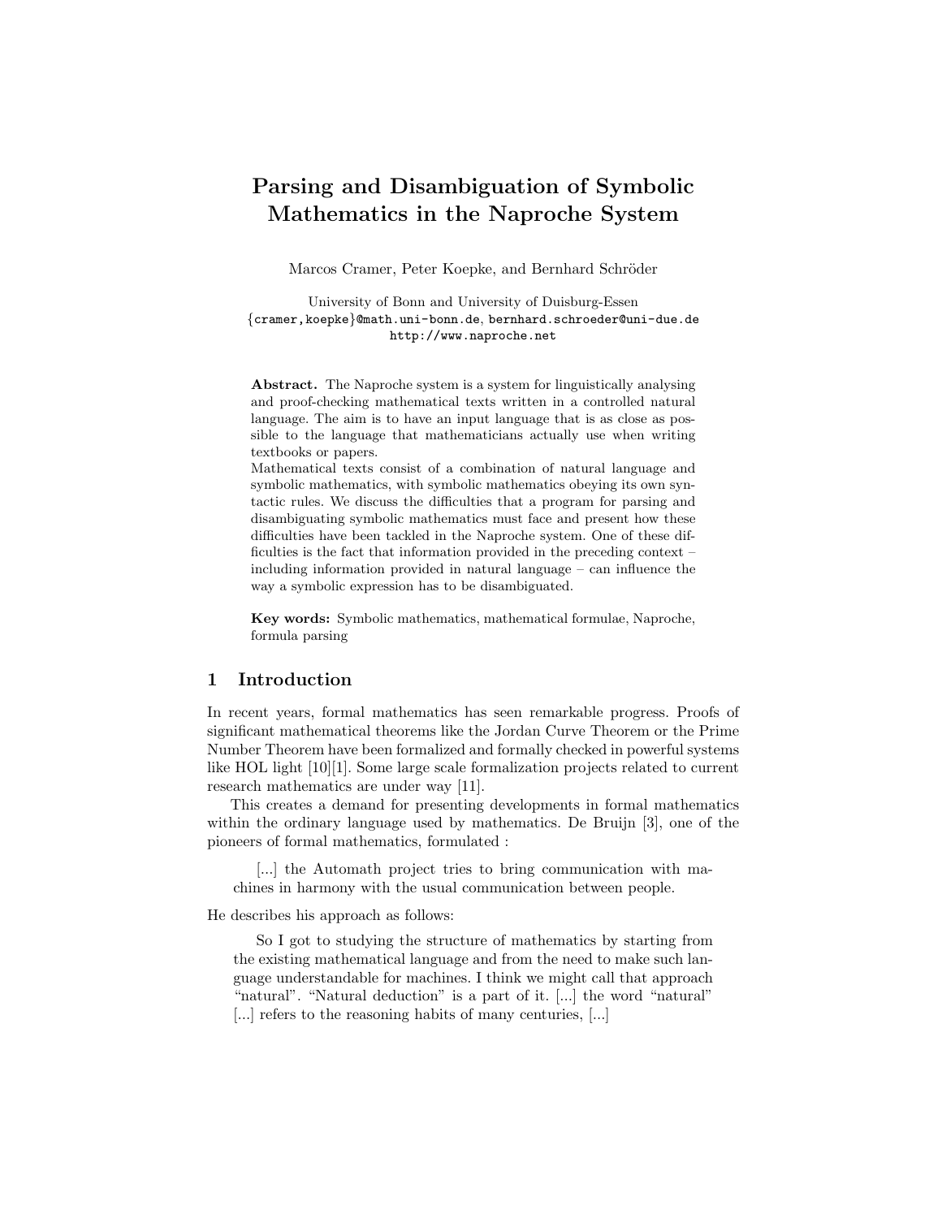# Parsing and Disambiguation of Symbolic Mathematics in the Naproche System

Marcos Cramer, Peter Koepke, and Bernhard Schröder

University of Bonn and University of Duisburg-Essen
{cramer,koepke}@math.uni-bonn.de, bernhard.schroeder@uni-due.de
http://www.naproche.net

**Abstract.** The Naproche system is a system for linguistically analysing and proof-checking mathematical texts written in a controlled natural language. The aim is to have an input language that is as close as possible to the language that mathematicians actually use when writing textbooks or papers.
Mathematical texts consist of a combination of natural language and symbolic mathematics, with symbolic mathematics obeying its own syntactic rules. We discuss the difficulties that a program for parsing and disambiguating symbolic mathematics must face and present how these difficulties have been tackled in the Naproche system. One of these difficulties is the fact that information provided in the preceding context – including information provided in natural language – can influence the way a symbolic expression has to be disambiguated.

**Key words:** Symbolic mathematics, mathematical formulae, Naproche, formula parsing

## 1 Introduction

In recent years, formal mathematics has seen remarkable progress. Proofs of significant mathematical theorems like the Jordan Curve Theorem or the Prime Number Theorem have been formalized and formally checked in powerful systems like HOL light [10][1]. Some large scale formalization projects related to current research mathematics are under way [11].

This creates a demand for presenting developments in formal mathematics within the ordinary language used by mathematics. De Bruijn [3], one of the pioneers of formal mathematics, formulated :

> [...] the Automath project tries to bring communication with machines in harmony with the usual communication between people.

He describes his approach as follows:

> So I got to studying the structure of mathematics by starting from the existing mathematical language and from the need to make such language understandable for machines. I think we might call that approach "natural". "Natural deduction" is a part of it. [...] the word "natural" [...] refers to the reasoning habits of many centuries, [...]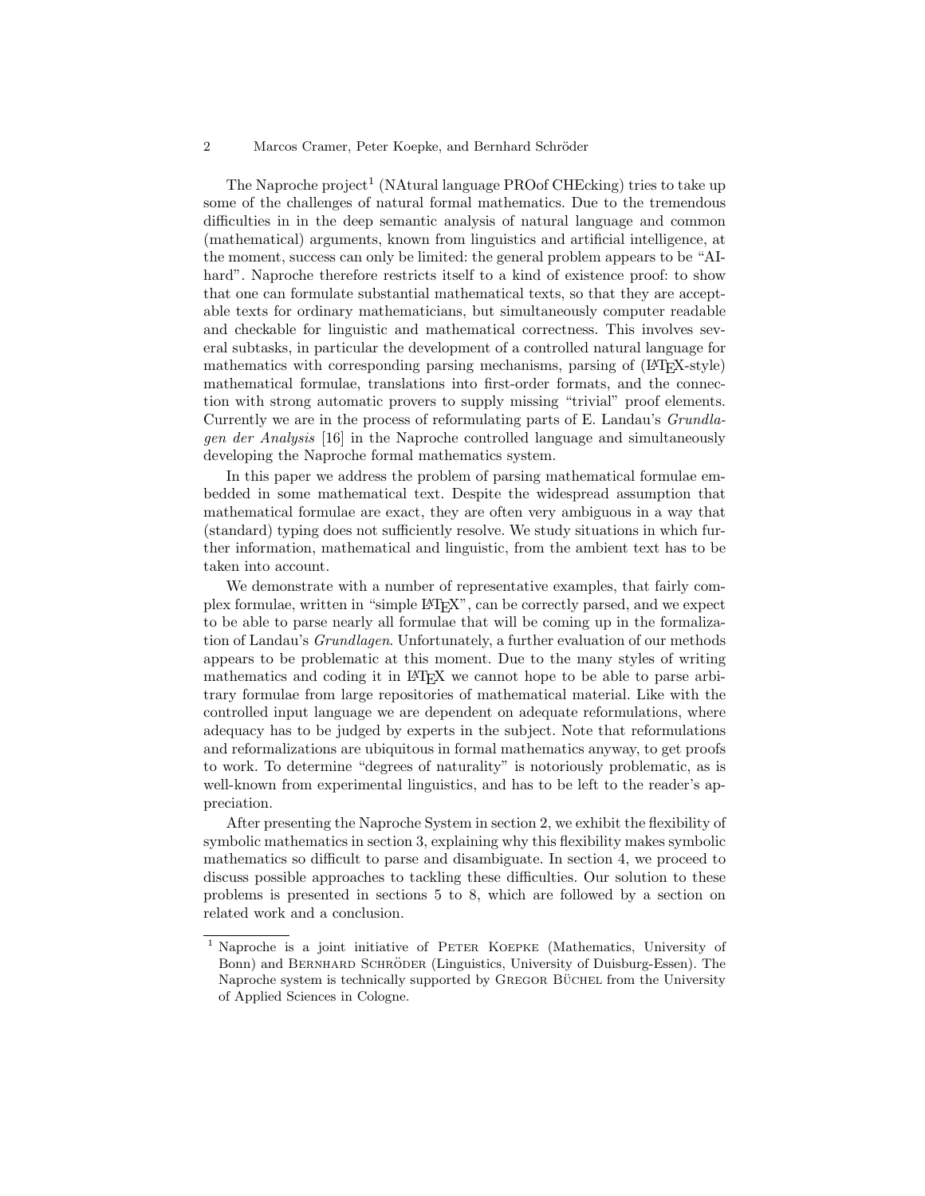The Naproche project[1] (NAtural language PROof CHEcking) tries to take up some of the challenges of natural formal mathematics. Due to the tremendous difficulties in in the deep semantic analysis of natural language and common (mathematical) arguments, known from linguistics and artificial intelligence, at the moment, success can only be limited: the general problem appears to be "AI-hard". Naproche therefore restricts itself to a kind of existence proof: to show that one can formulate substantial mathematical texts, so that they are acceptable texts for ordinary mathematicians, but simultaneously computer readable and checkable for linguistic and mathematical correctness. This involves several subtasks, in particular the development of a controlled natural language for mathematics with corresponding parsing mechanisms, parsing of (LaTeX-style) mathematical formulae, translations into first-order formats, and the connection with strong automatic provers to supply missing "trivial" proof elements. Currently we are in the process of reformulating parts of E. Landau's *Grundlagen der Analysis* [16] in the Naproche controlled language and simultaneously developing the Naproche formal mathematics system.

In this paper we address the problem of parsing mathematical formulae embedded in some mathematical text. Despite the widespread assumption that mathematical formulae are exact, they are often very ambiguous in a way that (standard) typing does not sufficiently resolve. We study situations in which further information, mathematical and linguistic, from the ambient text has to be taken into account.

We demonstrate with a number of representative examples, that fairly complex formulae, written in "simple LaTeX", can be correctly parsed, and we expect to be able to parse nearly all formulae that will be coming up in the formalization of Landau's *Grundlagen*. Unfortunately, a further evaluation of our methods appears to be problematic at this moment. Due to the many styles of writing mathematics and coding it in LaTeX we cannot hope to be able to parse arbitrary formulae from large repositories of mathematical material. Like with the controlled input language we are dependent on adequate reformulations, where adequacy has to be judged by experts in the subject. Note that reformulations and reformalizations are ubiquitous in formal mathematics anyway, to get proofs to work. To determine "degrees of naturality" is notoriously problematic, as is well-known from experimental linguistics, and has to be left to the reader's appreciation.

After presenting the Naproche System in section 2, we exhibit the flexibility of symbolic mathematics in section 3, explaining why this flexibility makes symbolic mathematics so difficult to parse and disambiguate. In section 4, we proceed to discuss possible approaches to tackling these difficulties. Our solution to these problems is presented in sections 5 to 8, which are followed by a section on related work and a conclusion.

[1] Naproche is a joint initiative of Peter Koepke (Mathematics, University of Bonn) and Bernhard Schröder (Linguistics, University of Duisburg-Essen). The Naproche system is technically supported by Gregor Büchel from the University of Applied Sciences in Cologne.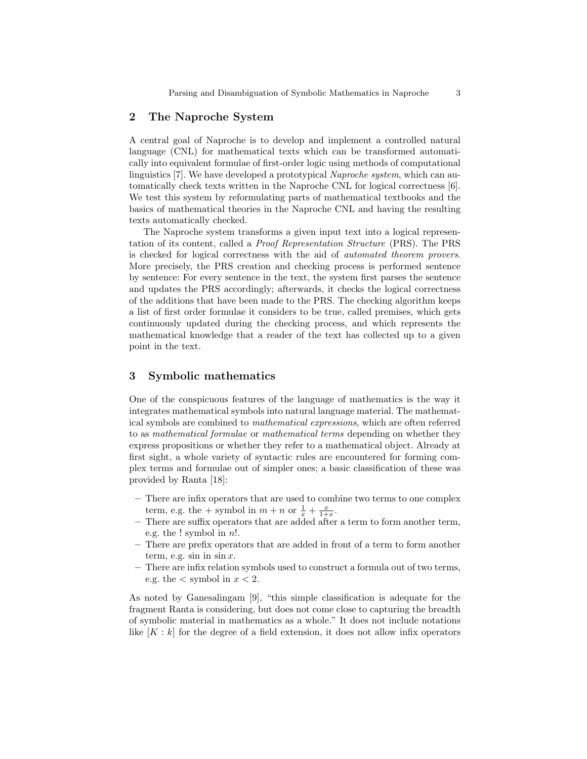## 2 The Naproche System

A central goal of Naproche is to develop and implement a controlled natural language (CNL) for mathematical texts which can be transformed automatically into equivalent formulae of first-order logic using methods of computational linguistics [7]. We have developed a prototypical *Naproche system*, which can automatically check texts written in the Naproche CNL for logical correctness [6]. We test this system by reformulating parts of mathematical textbooks and the basics of mathematical theories in the Naproche CNL and having the resulting texts automatically checked.

The Naproche system transforms a given input text into a logical representation of its content, called a *Proof Representation Structure* (PRS). The PRS is checked for logical correctness with the aid of *automated theorem provers*. More precisely, the PRS creation and checking process is performed sentence by sentence: For every sentence in the text, the system first parses the sentence and updates the PRS accordingly; afterwards, it checks the logical correctness of the additions that have been made to the PRS. The checking algorithm keeps a list of first order formulae it considers to be true, called premises, which gets continuously updated during the checking process, and which represents the mathematical knowledge that a reader of the text has collected up to a given point in the text.

## 3 Symbolic mathematics

One of the conspicuous features of the language of mathematics is the way it integrates mathematical symbols into natural language material. The mathematical symbols are combined to *mathematical expressions*, which are often referred to as *mathematical formulae* or *mathematical terms* depending on whether they express propositions or whether they refer to a mathematical object. Already at first sight, a whole variety of syntactic rules are encountered for forming complex terms and formulae out of simpler ones; a basic classification of these was provided by Ranta [18]:

- There are infix operators that are used to combine two terms to one complex term, e.g. the $+$ symbol in $m + n$ or $\frac{1}{x} + \frac{x}{1+x}$.
- There are suffix operators that are added after a term to form another term, e.g. the ! symbol in $n!$.
- There are prefix operators that are added in front of a term to form another term, e.g. sin in $\sin x$.
- There are infix relation symbols used to construct a formula out of two terms, e.g. the $<$ symbol in $x < 2$.

As noted by Ganesalingam [9], "this simple classification is adequate for the fragment Ranta is considering, but does not come close to capturing the breadth of symbolic material in mathematics as a whole." It does not include notations like $[K : k]$ for the degree of a field extension, it does not allow infix operators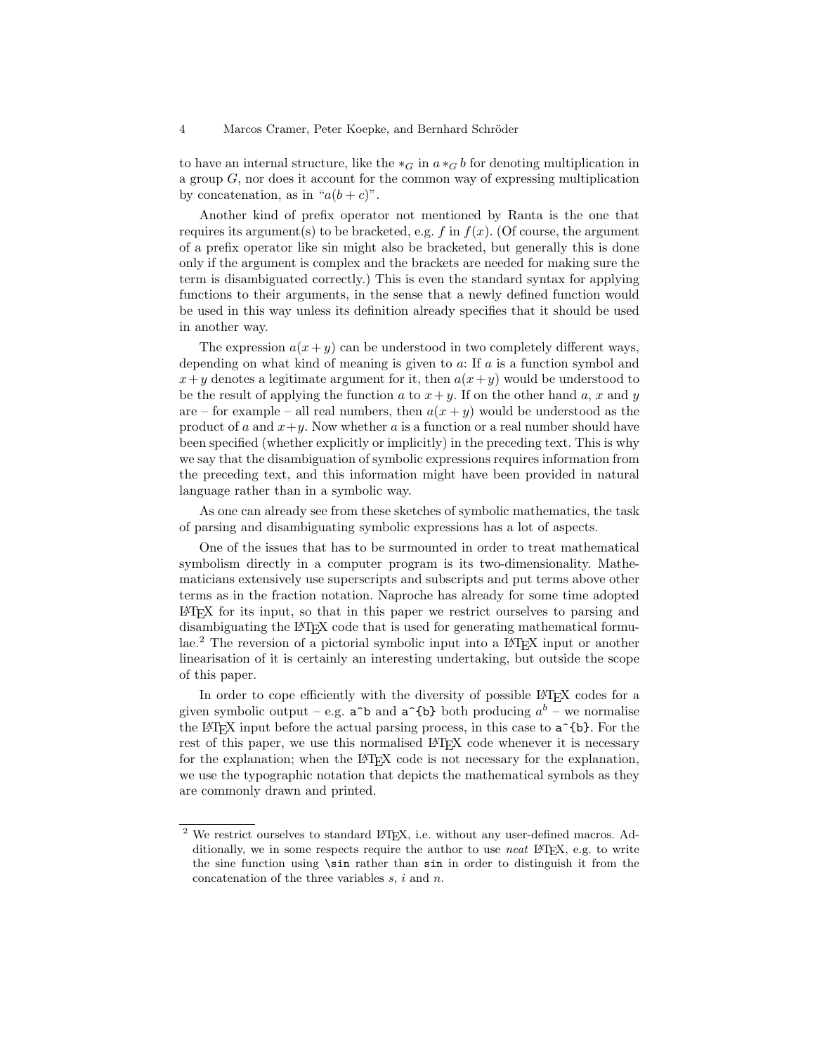to have an internal structure, like the $*_G$ in $a *_G b$ for denoting multiplication in a group $G$, nor does it account for the common way of expressing multiplication by concatenation, as in "$a(b + c)$".

Another kind of prefix operator not mentioned by Ranta is the one that requires its argument(s) to be bracketed, e.g. $f$ in $f(x)$. (Of course, the argument of a prefix operator like sin might also be bracketed, but generally this is done only if the argument is complex and the brackets are needed for making sure the term is disambiguated correctly.) This is even the standard syntax for applying functions to their arguments, in the sense that a newly defined function would be used in this way unless its definition already specifies that it should be used in another way.

The expression $a(x + y)$ can be understood in two completely different ways, depending on what kind of meaning is given to $a$: If $a$ is a function symbol and $x + y$ denotes a legitimate argument for it, then $a(x + y)$ would be understood to be the result of applying the function $a$ to $x + y$. If on the other hand $a$, $x$ and $y$ are – for example – all real numbers, then $a(x + y)$ would be understood as the product of $a$ and $x + y$. Now whether $a$ is a function or a real number should have been specified (whether explicitly or implicitly) in the preceding text. This is why we say that the disambiguation of symbolic expressions requires information from the preceding text, and this information might have been provided in natural language rather than in a symbolic way.

As one can already see from these sketches of symbolic mathematics, the task of parsing and disambiguating symbolic expressions has a lot of aspects.

One of the issues that has to be surmounted in order to treat mathematical symbolism directly in a computer program is its two-dimensionality. Mathematicians extensively use superscripts and subscripts and put terms above other terms as in the fraction notation. Naproche has already for some time adopted LaTeX for its input, so that in this paper we restrict ourselves to parsing and disambiguating the LaTeX code that is used for generating mathematical formulae.[2] The reversion of a pictorial symbolic input into a LaTeX input or another linearisation of it is certainly an interesting undertaking, but outside the scope of this paper.

In order to cope efficiently with the diversity of possible LaTeX codes for a given symbolic output – e.g. `a^b` and `a^{b}` both producing $a^b$ – we normalise the LaTeX input before the actual parsing process, in this case to `a^{b}`. For the rest of this paper, we use this normalised LaTeX code whenever it is necessary for the explanation; when the LaTeX code is not necessary for the explanation, we use the typographic notation that depicts the mathematical symbols as they are commonly drawn and printed.

---

[2] We restrict ourselves to standard LaTeX, i.e. without any user-defined macros. Additionally, we in some respects require the author to use *neat* LaTeX, e.g. to write the sine function using `\sin` rather than `sin` in order to distinguish it from the concatenation of the three variables $s$, $i$ and $n$.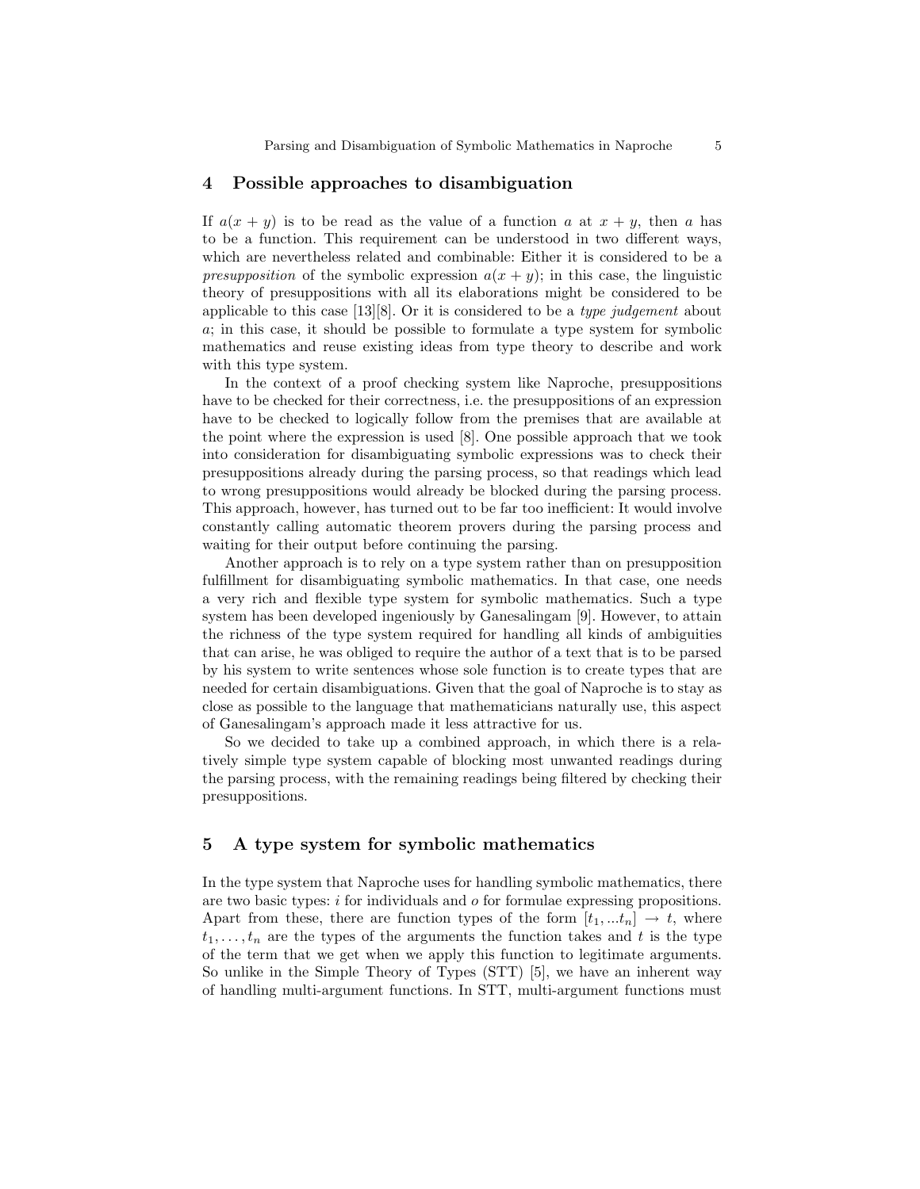## 4 Possible approaches to disambiguation

If $a(x + y)$ is to be read as the value of a function $a$ at $x + y$, then $a$ has to be a function. This requirement can be understood in two different ways, which are nevertheless related and combinable: Either it is considered to be a *presupposition* of the symbolic expression $a(x + y)$; in this case, the linguistic theory of presuppositions with all its elaborations might be considered to be applicable to this case [13][8]. Or it is considered to be a *type judgement* about $a$; in this case, it should be possible to formulate a type system for symbolic mathematics and reuse existing ideas from type theory to describe and work with this type system.

In the context of a proof checking system like Naproche, presuppositions have to be checked for their correctness, i.e. the presuppositions of an expression have to be checked to logically follow from the premises that are available at the point where the expression is used [8]. One possible approach that we took into consideration for disambiguating symbolic expressions was to check their presuppositions already during the parsing process, so that readings which lead to wrong presuppositions would already be blocked during the parsing process. This approach, however, has turned out to be far too inefficient: It would involve constantly calling automatic theorem provers during the parsing process and waiting for their output before continuing the parsing.

Another approach is to rely on a type system rather than on presupposition fulfillment for disambiguating symbolic mathematics. In that case, one needs a very rich and flexible type system for symbolic mathematics. Such a type system has been developed ingeniously by Ganesalingam [9]. However, to attain the richness of the type system required for handling all kinds of ambiguities that can arise, he was obliged to require the author of a text that is to be parsed by his system to write sentences whose sole function is to create types that are needed for certain disambiguations. Given that the goal of Naproche is to stay as close as possible to the language that mathematicians naturally use, this aspect of Ganesalingam's approach made it less attractive for us.

So we decided to take up a combined approach, in which there is a relatively simple type system capable of blocking most unwanted readings during the parsing process, with the remaining readings being filtered by checking their presuppositions.

## 5 A type system for symbolic mathematics

In the type system that Naproche uses for handling symbolic mathematics, there are two basic types: $i$ for individuals and $o$ for formulae expressing propositions. Apart from these, there are function types of the form $[t_1, ...t_n] \rightarrow t$, where $t_1, \ldots, t_n$ are the types of the arguments the function takes and $t$ is the type of the term that we get when we apply this function to legitimate arguments. So unlike in the Simple Theory of Types (STT) [5], we have an inherent way of handling multi-argument functions. In STT, multi-argument functions must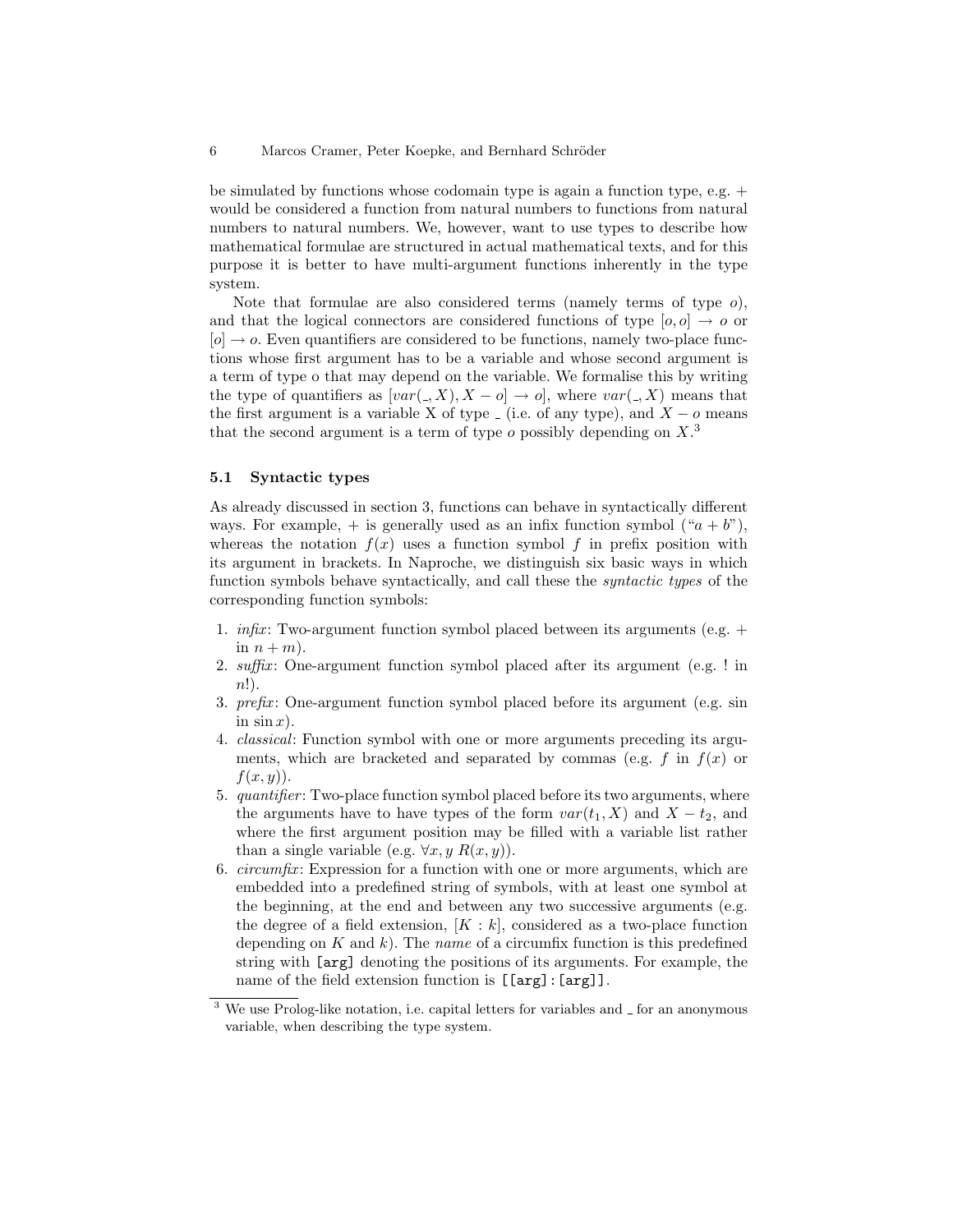be simulated by functions whose codomain type is again a function type, e.g. $+$ would be considered a function from natural numbers to functions from natural numbers to natural numbers. We, however, want to use types to describe how mathematical formulae are structured in actual mathematical texts, and for this purpose it is better to have multi-argument functions inherently in the type system.

Note that formulae are also considered terms (namely terms of type $o$), and that the logical connectors are considered functions of type $[o, o] \to o$ or $[o] \to o$. Even quantifiers are considered to be functions, namely two-place functions whose first argument has to be a variable and whose second argument is a term of type o that may depend on the variable. We formalise this by writing the type of quantifiers as $[var(\_, X), X - o] \to o]$, where $var(\_, X)$ means that the first argument is a variable X of type $\_$ (i.e. of any type), and $X - o$ means that the second argument is a term of type $o$ possibly depending on $X$.[3]

### 5.1 Syntactic types

As already discussed in section 3, functions can behave in syntactically different ways. For example, $+$ is generally used as an infix function symbol ("$a + b$"), whereas the notation $f(x)$ uses a function symbol $f$ in prefix position with its argument in brackets. In Naproche, we distinguish six basic ways in which function symbols behave syntactically, and call these the *syntactic types* of the corresponding function symbols:

1. *infix*: Two-argument function symbol placed between its arguments (e.g. $+$ in $n + m$).
2. *suffix*: One-argument function symbol placed after its argument (e.g. ! in $n!$).
3. *prefix*: One-argument function symbol placed before its argument (e.g. sin in $\sin x$).
4. *classical*: Function symbol with one or more arguments preceding its arguments, which are bracketed and separated by commas (e.g. $f$ in $f(x)$ or $f(x, y)$).
5. *quantifier*: Two-place function symbol placed before its two arguments, where the arguments have to have types of the form $var(t_1, X)$ and $X - t_2$, and where the first argument position may be filled with a variable list rather than a single variable (e.g. $\forall x, y\ R(x, y)$).
6. *circumfix*: Expression for a function with one or more arguments, which are embedded into a predefined string of symbols, with at least one symbol at the beginning, at the end and between any two successive arguments (e.g. the degree of a field extension, $[K : k]$, considered as a two-place function depending on $K$ and $k$). The *name* of a circumfix function is this predefined string with `[arg]` denoting the positions of its arguments. For example, the name of the field extension function is `[[arg]:[arg]]`.

[3] We use Prolog-like notation, i.e. capital letters for variables and _ for an anonymous variable, when describing the type system.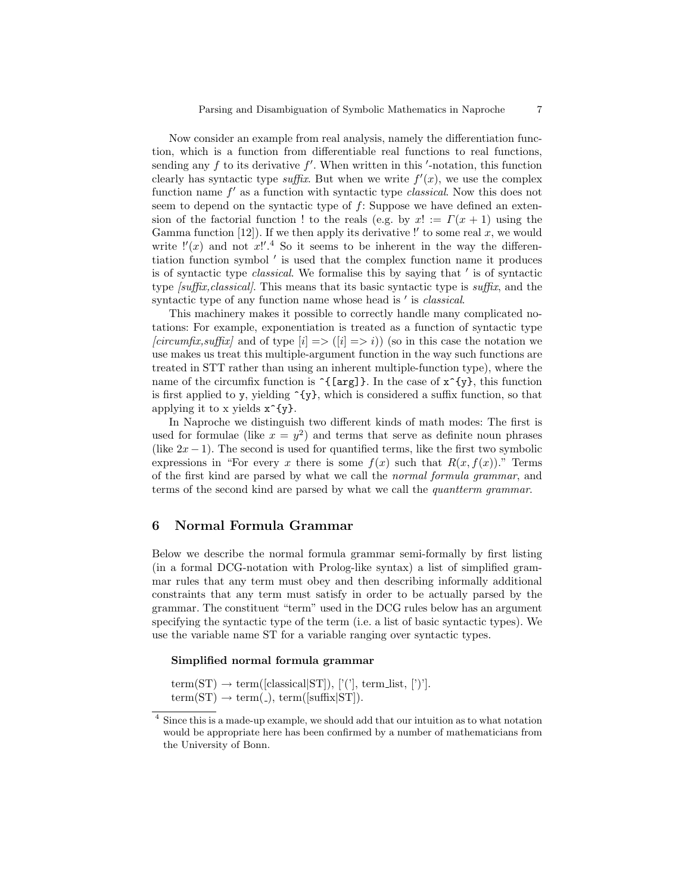Now consider an example from real analysis, namely the differentiation function, which is a function from differentiable real functions to real functions, sending any $f$ to its derivative $f'$. When written in this $'$-notation, this function clearly has syntactic type *suffix*. But when we write $f'(x)$, we use the complex function name $f'$ as a function with syntactic type *classical*. Now this does not seem to depend on the syntactic type of $f$: Suppose we have defined an extension of the factorial function ! to the reals (e.g. by $x! := \Gamma(x+1)$ using the Gamma function [12]). If we then apply its derivative $!'$ to some real $x$, we would write $!'(x)$ and not $x!'$.[4] So it seems to be inherent in the way the differentiation function symbol $'$ is used that the complex function name it produces is of syntactic type *classical*. We formalise this by saying that $'$ is of syntactic type *[suffix,classical]*. This means that its basic syntactic type is *suffix*, and the syntactic type of any function name whose head is $'$ is *classical*.

This machinery makes it possible to correctly handle many complicated notations: For example, exponentiation is treated as a function of syntactic type *[circumfix,suffix]* and of type $[i] => ([i] => i)$ (so in this case the notation we use makes us treat this multiple-argument function in the way such functions are treated in STT rather than using an inherent multiple-function type), where the name of the circumfix function is `^{[arg]}`. In the case of `x^{y}`, this function is first applied to `y`, yielding `^{y}`, which is considered a suffix function, so that applying it to x yields `x^{y}`.

In Naproche we distinguish two different kinds of math modes: The first is used for formulae (like $x = y^2$) and terms that serve as definite noun phrases (like $2x - 1$). The second is used for quantified terms, like the first two symbolic expressions in "For every $x$ there is some $f(x)$ such that $R(x, f(x))$." Terms of the first kind are parsed by what we call the *normal formula grammar*, and terms of the second kind are parsed by what we call the *quantterm grammar*.

## 6 Normal Formula Grammar

Below we describe the normal formula grammar semi-formally by first listing (in a formal DCG-notation with Prolog-like syntax) a list of simplified grammar rules that any term must obey and then describing informally additional constraints that any term must satisfy in order to be actually parsed by the grammar. The constituent "term" used in the DCG rules below has an argument specifying the syntactic type of the term (i.e. a list of basic syntactic types). We use the variable name ST for a variable ranging over syntactic types.

**Simplified normal formula grammar**

term(ST) → term([classical|ST]), ['('], term_list, [')'].
term(ST) → term(_), term([suffix|ST]).

[4] Since this is a made-up example, we should add that our intuition as to what notation would be appropriate here has been confirmed by a number of mathematicians from the University of Bonn.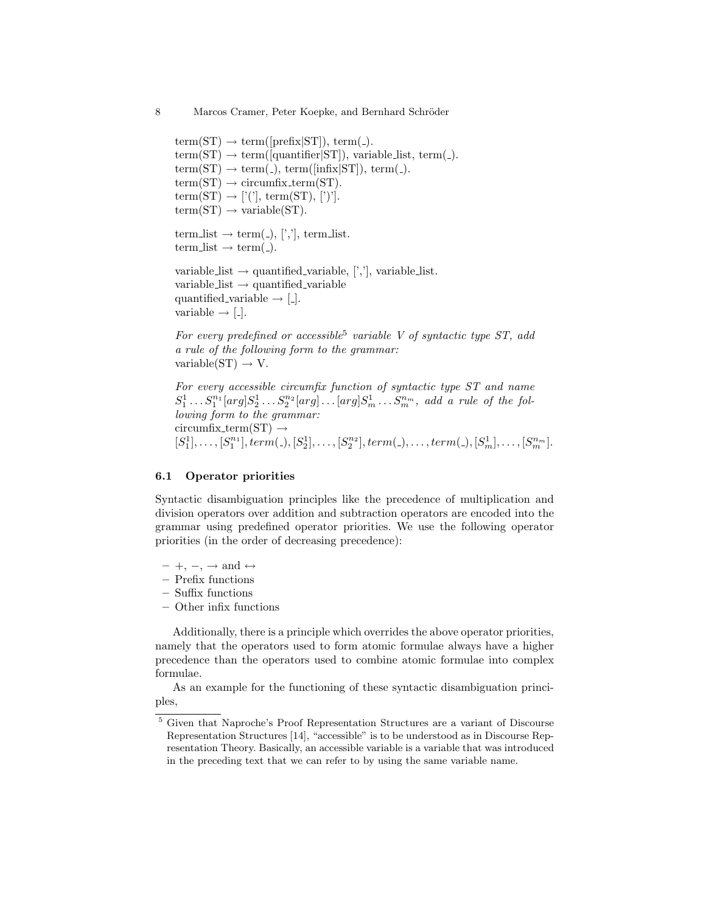term(ST) → term([prefix|ST]), term(_).
term(ST) → term([quantifier|ST]), variable_list, term(_).
term(ST) → term(_), term([infix|ST]), term(_).
term(ST) → circumfix_term(ST).
term(ST) → ['('], term(ST), [')'].
term(ST) → variable(ST).

term_list → term(_), [','], term_list.
term_list → term(_).

variable_list → quantified_variable, [','], variable_list.
variable_list → quantified_variable
quantified_variable → [_].
variable → [_].

*For every predefined or accessible*[5] *variable V of syntactic type ST, add a rule of the following form to the grammar:*
variable(ST) → V.

*For every accessible circumfix function of syntactic type ST and name* $S_1^1 \ldots S_1^{n_1}[arg]S_2^1 \ldots S_2^{n_2}[arg] \ldots [arg]S_m^1 \ldots S_m^{n_m}$*, add a rule of the following form to the grammar:*
circumfix_term(ST) →
$[S_1^1], \ldots, [S_1^{n_1}], term(\_), [S_2^1], \ldots, [S_2^{n_2}], term(\_), \ldots, term(\_), [S_m^1], \ldots, [S_m^{n_m}]$.

### 6.1 Operator priorities

Syntactic disambiguation principles like the precedence of multiplication and division operators over addition and subtraction operators are encoded into the grammar using predefined operator priorities. We use the following operator priorities (in the order of decreasing precedence):

- $+$, $-$, $\rightarrow$ and $\leftrightarrow$
- Prefix functions
- Suffix functions
- Other infix functions

Additionally, there is a principle which overrides the above operator priorities, namely that the operators used to form atomic formulae always have a higher precedence than the operators used to combine atomic formulae into complex formulae.

As an example for the functioning of these syntactic disambiguation principles,

[5] Given that Naproche's Proof Representation Structures are a variant of Discourse Representation Structures [14], "accessible" is to be understood as in Discourse Representation Theory. Basically, an accessible variable is a variable that was introduced in the preceding text that we can refer to by using the same variable name.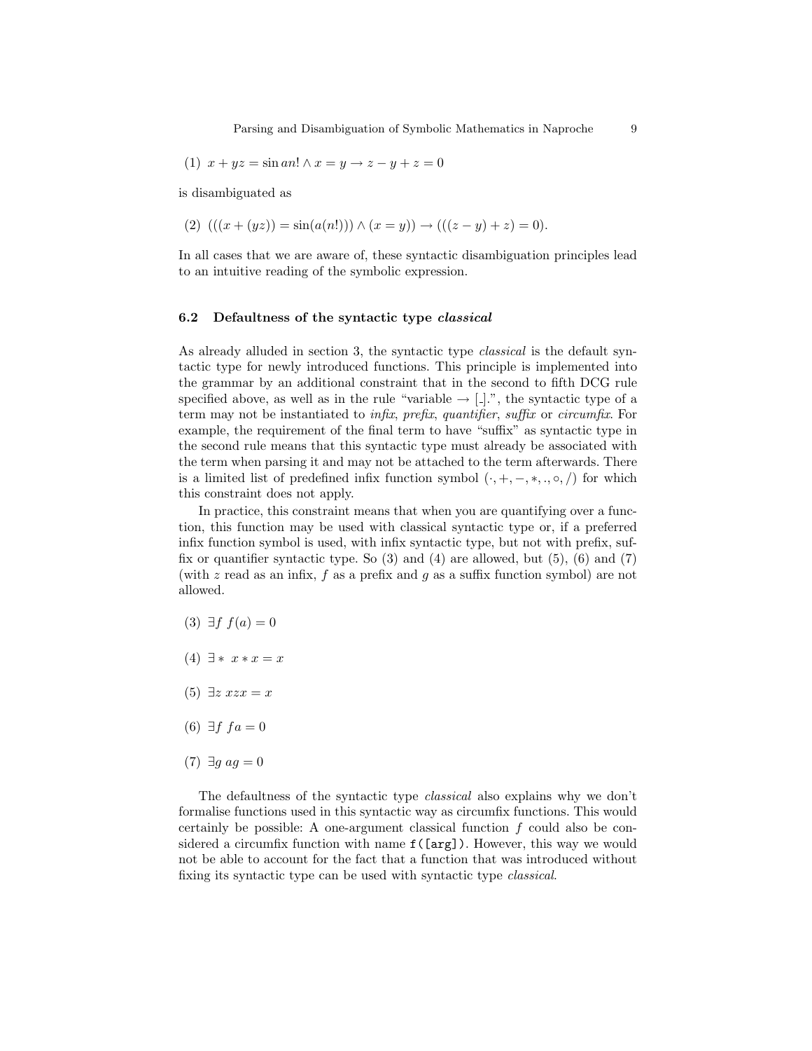(1) $x + yz = \sin an! \wedge x = y \rightarrow z - y + z = 0$

is disambiguated as

(2) $(((x + (yz)) = \sin(a(n!))) \wedge (x = y)) \rightarrow (((z - y) + z) = 0)$.

In all cases that we are aware of, these syntactic disambiguation principles lead to an intuitive reading of the symbolic expression.

### 6.2 Defaultness of the syntactic type *classical*

As already alluded in section 3, the syntactic type *classical* is the default syntactic type for newly introduced functions. This principle is implemented into the grammar by an additional constraint that in the second to fifth DCG rule specified above, as well as in the rule "variable $\rightarrow$ [_].", the syntactic type of a term may not be instantiated to *infix*, *prefix*, *quantifier*, *suffix* or *circumfix*. For example, the requirement of the final term to have "suffix" as syntactic type in the second rule means that this syntactic type must already be associated with the term when parsing it and may not be attached to the term afterwards. There is a limited list of predefined infix function symbol ($\cdot, +, -, *, ., \circ, /$) for which this constraint does not apply.

In practice, this constraint means that when you are quantifying over a function, this function may be used with classical syntactic type or, if a preferred infix function symbol is used, with infix syntactic type, but not with prefix, suffix or quantifier syntactic type. So (3) and (4) are allowed, but (5), (6) and (7) (with $z$ read as an infix, $f$ as a prefix and $g$ as a suffix function symbol) are not allowed.

(3) $\exists f \; f(a) = 0$

(4) $\exists * \; x * x = x$

(5) $\exists z \; xzx = x$

(6) $\exists f \; fa = 0$

(7) $\exists g \; ag = 0$

The defaultness of the syntactic type *classical* also explains why we don't formalise functions used in this syntactic way as circumfix functions. This would certainly be possible: A one-argument classical function $f$ could also be considered a circumfix function with name `f([arg])`. However, this way we would not be able to account for the fact that a function that was introduced without fixing its syntactic type can be used with syntactic type *classical*.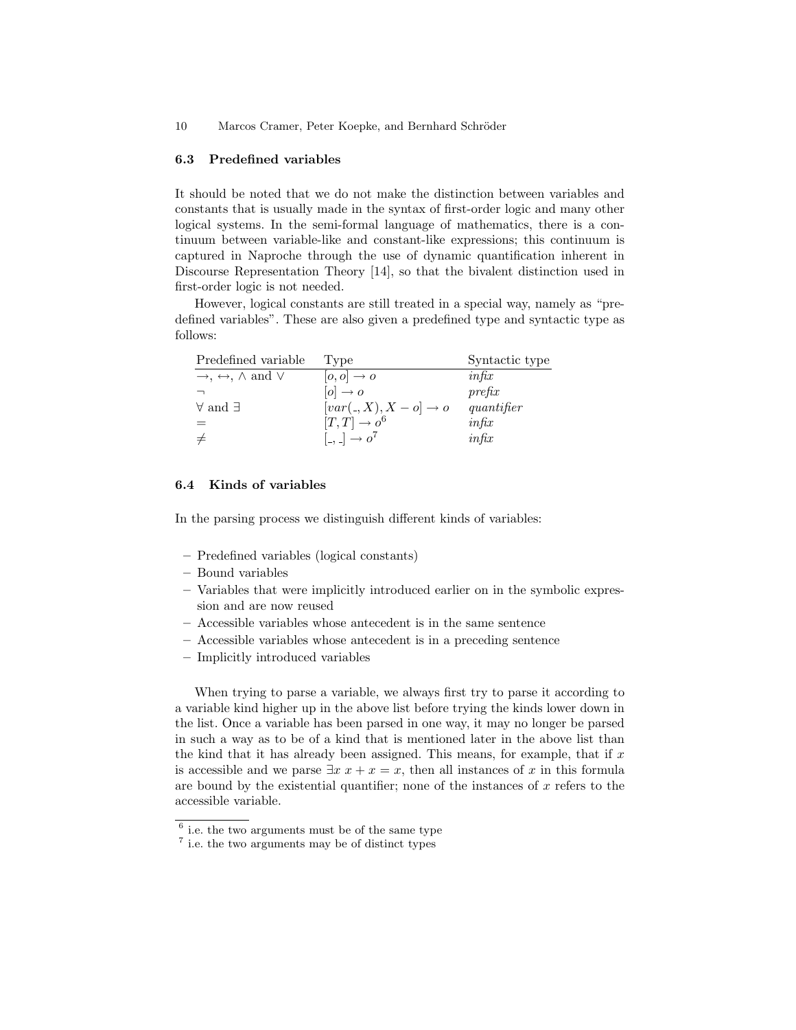### 6.3 Predefined variables

It should be noted that we do not make the distinction between variables and constants that is usually made in the syntax of first-order logic and many other logical systems. In the semi-formal language of mathematics, there is a continuum between variable-like and constant-like expressions; this continuum is captured in Naproche through the use of dynamic quantification inherent in Discourse Representation Theory [14], so that the bivalent distinction used in first-order logic is not needed.

However, logical constants are still treated in a special way, namely as "predefined variables". These are also given a predefined type and syntactic type as follows:

| Predefined variable | Type | Syntactic type |
|---|---|---|
| $\rightarrow$, $\leftrightarrow$, $\wedge$ and $\vee$ | $[o, o] \rightarrow o$ | *infix* |
| $\neg$ | $[o] \rightarrow o$ | *prefix* |
| $\forall$ and $\exists$ | $[var(\_, X), X - o] \rightarrow o$ | *quantifier* |
| $=$ | $[T, T] \rightarrow o$[6] | *infix* |
| $\neq$ | $[\_, \_] \rightarrow o$[7] | *infix* |

### 6.4 Kinds of variables

In the parsing process we distinguish different kinds of variables:

- Predefined variables (logical constants)
- Bound variables
- Variables that were implicitly introduced earlier on in the symbolic expression and are now reused
- Accessible variables whose antecedent is in the same sentence
- Accessible variables whose antecedent is in a preceding sentence
- Implicitly introduced variables

When trying to parse a variable, we always first try to parse it according to a variable kind higher up in the above list before trying the kinds lower down in the list. Once a variable has been parsed in one way, it may no longer be parsed in such a way as to be of a kind that is mentioned later in the above list than the kind that it has already been assigned. This means, for example, that if $x$ is accessible and we parse $\exists x \; x + x = x$, then all instances of $x$ in this formula are bound by the existential quantifier; none of the instances of $x$ refers to the accessible variable.

[6] i.e. the two arguments must be of the same type

[7] i.e. the two arguments may be of distinct types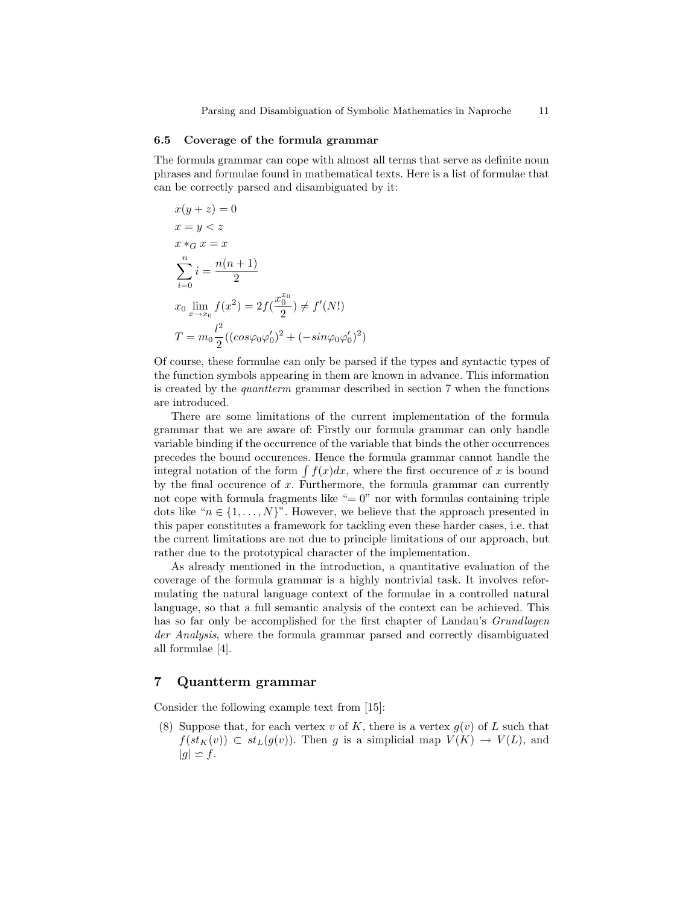### 6.5 Coverage of the formula grammar

The formula grammar can cope with almost all terms that serve as definite noun phrases and formulae found in mathematical texts. Here is a list of formulae that can be correctly parsed and disambiguated by it:

$$x(y+z) = 0$$

$$x = y < z$$

$$x *_G x = x$$

$$\sum_{i=0}^{n} i = \frac{n(n+1)}{2}$$

$$x_0 \lim_{x \to x_0} f(x^2) = 2f(\frac{x_0^{x_0}}{2}) \neq f'(N!)$$

$$T = m_0 \frac{l^2}{2}((cos\varphi_0\varphi_0')^2 + (-sin\varphi_0\varphi_0')^2)$$

Of course, these formulae can only be parsed if the types and syntactic types of the function symbols appearing in them are known in advance. This information is created by the *quantterm* grammar described in section 7 when the functions are introduced.

There are some limitations of the current implementation of the formula grammar that we are aware of: Firstly our formula grammar can only handle variable binding if the occurrence of the variable that binds the other occurrences precedes the bound occurences. Hence the formula grammar cannot handle the integral notation of the form $\int f(x)dx$, where the first occurence of $x$ is bound by the final occurence of $x$. Furthermore, the formula grammar can currently not cope with formula fragments like "$= 0$" nor with formulas containing triple dots like "$n \in \{1, \ldots, N\}$". However, we believe that the approach presented in this paper constitutes a framework for tackling even these harder cases, i.e. that the current limitations are not due to principle limitations of our approach, but rather due to the prototypical character of the implementation.

As already mentioned in the introduction, a quantitative evaluation of the coverage of the formula grammar is a highly nontrivial task. It involves reformulating the natural language context of the formulae in a controlled natural language, so that a full semantic analysis of the context can be achieved. This has so far only be accomplished for the first chapter of Landau's *Grundlagen der Analysis*, where the formula grammar parsed and correctly disambiguated all formulae [4].

## 7 Quantterm grammar

Consider the following example text from [15]:

(8) Suppose that, for each vertex $v$ of $K$, there is a vertex $g(v)$ of $L$ such that $f(st_K(v)) \subset st_L(g(v))$. Then $g$ is a simplicial map $V(K) \to V(L)$, and $|g| \simeq f$.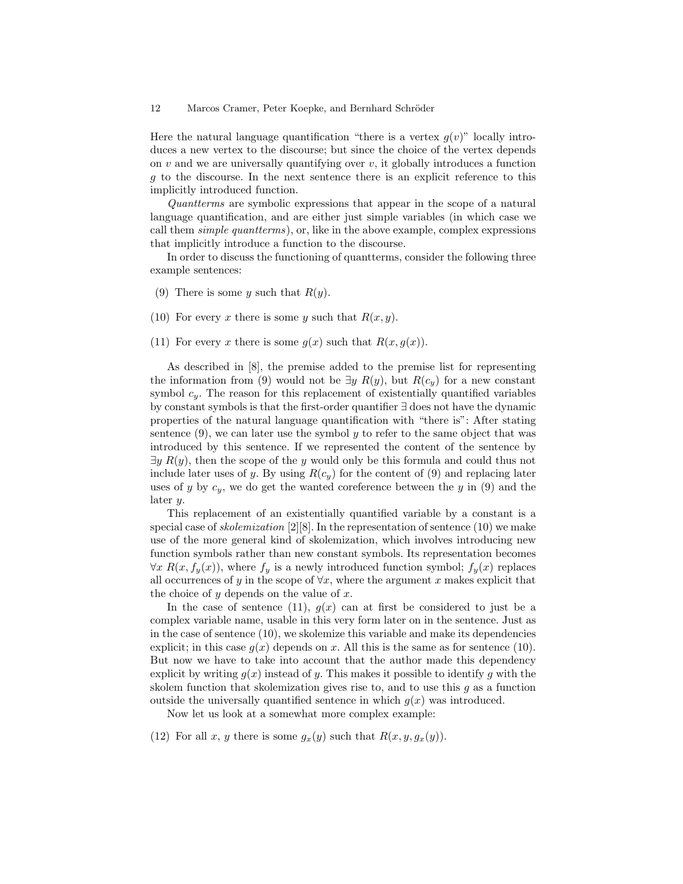Here the natural language quantification "there is a vertex $g(v)$" locally introduces a new vertex to the discourse; but since the choice of the vertex depends on $v$ and we are universally quantifying over $v$, it globally introduces a function $g$ to the discourse. In the next sentence there is an explicit reference to this implicitly introduced function.

*Quantterms* are symbolic expressions that appear in the scope of a natural language quantification, and are either just simple variables (in which case we call them *simple quantterms*), or, like in the above example, complex expressions that implicitly introduce a function to the discourse.

In order to discuss the functioning of quantterms, consider the following three example sentences:

(9) There is some $y$ such that $R(y)$.

(10) For every $x$ there is some $y$ such that $R(x, y)$.

(11) For every $x$ there is some $g(x)$ such that $R(x, g(x))$.

As described in [8], the premise added to the premise list for representing the information from (9) would not be $\exists y\ R(y)$, but $R(c_y)$ for a new constant symbol $c_y$. The reason for this replacement of existentially quantified variables by constant symbols is that the first-order quantifier $\exists$ does not have the dynamic properties of the natural language quantification with "there is": After stating sentence (9), we can later use the symbol $y$ to refer to the same object that was introduced by this sentence. If we represented the content of the sentence by $\exists y\ R(y)$, then the scope of the $y$ would only be this formula and could thus not include later uses of $y$. By using $R(c_y)$ for the content of (9) and replacing later uses of $y$ by $c_y$, we do get the wanted coreference between the $y$ in (9) and the later $y$.

This replacement of an existentially quantified variable by a constant is a special case of *skolemization* [2][8]. In the representation of sentence (10) we make use of the more general kind of skolemization, which involves introducing new function symbols rather than new constant symbols. Its representation becomes $\forall x\ R(x, f_y(x))$, where $f_y$ is a newly introduced function symbol; $f_y(x)$ replaces all occurrences of $y$ in the scope of $\forall x$, where the argument $x$ makes explicit that the choice of $y$ depends on the value of $x$.

In the case of sentence (11), $g(x)$ can at first be considered to just be a complex variable name, usable in this very form later on in the sentence. Just as in the case of sentence (10), we skolemize this variable and make its dependencies explicit; in this case $g(x)$ depends on $x$. All this is the same as for sentence (10). But now we have to take into account that the author made this dependency explicit by writing $g(x)$ instead of $y$. This makes it possible to identify $g$ with the skolem function that skolemization gives rise to, and to use this $g$ as a function outside the universally quantified sentence in which $g(x)$ was introduced.

Now let us look at a somewhat more complex example:

(12) For all $x$, $y$ there is some $g_x(y)$ such that $R(x, y, g_x(y))$.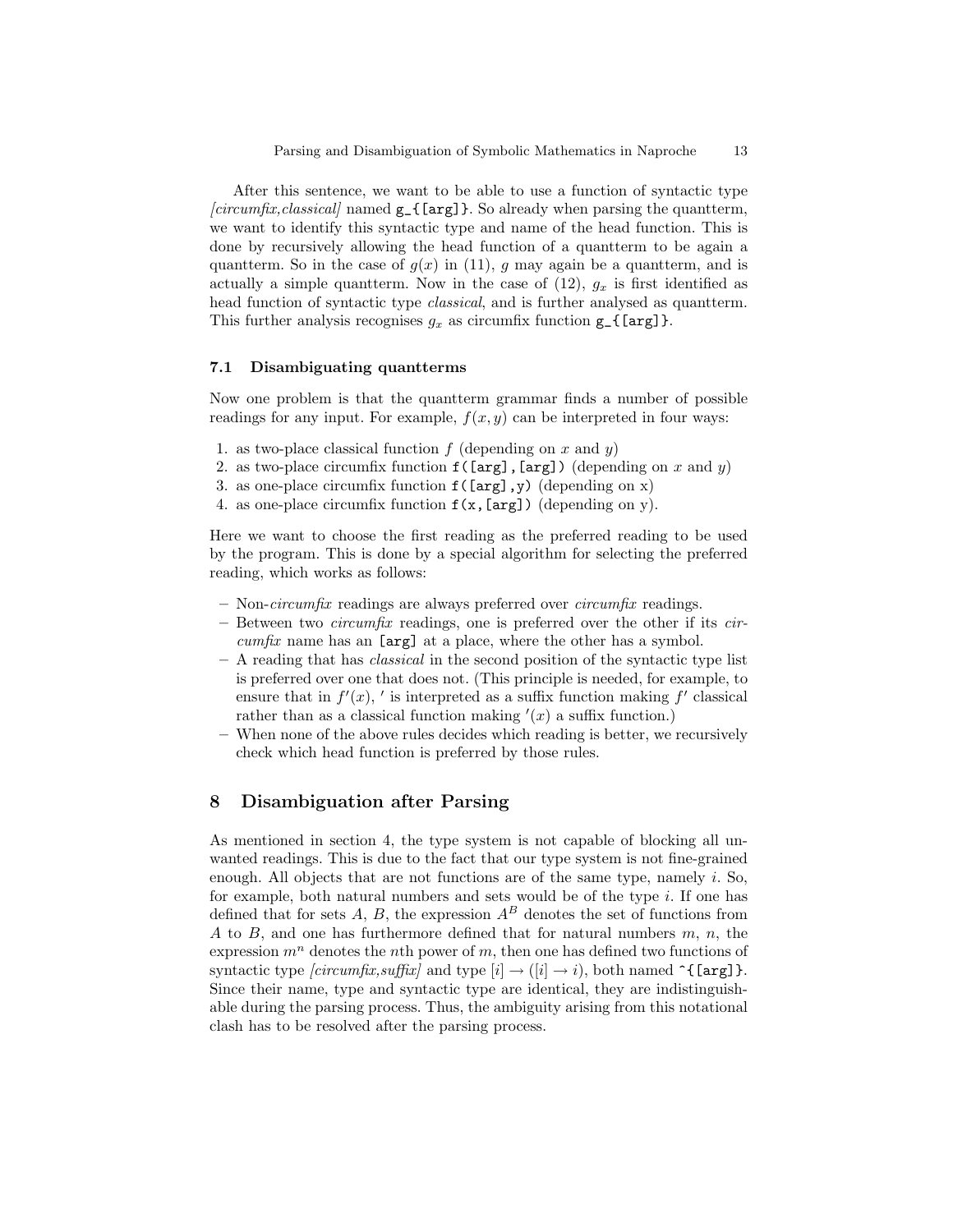After this sentence, we want to be able to use a function of syntactic type *[circumfix,classical]* named `g_{[arg]}`. So already when parsing the quantterm, we want to identify this syntactic type and name of the head function. This is done by recursively allowing the head function of a quantterm to be again a quantterm. So in the case of $g(x)$ in (11), $g$ may again be a quantterm, and is actually a simple quantterm. Now in the case of (12), $g_x$ is first identified as head function of syntactic type *classical*, and is further analysed as quantterm. This further analysis recognises $g_x$ as circumfix function `g_{[arg]}`.

### 7.1 Disambiguating quantterms

Now one problem is that the quantterm grammar finds a number of possible readings for any input. For example, $f(x, y)$ can be interpreted in four ways:

1. as two-place classical function $f$ (depending on $x$ and $y$)
2. as two-place circumfix function `f([arg],[arg])` (depending on $x$ and $y$)
3. as one-place circumfix function `f([arg],y)` (depending on x)
4. as one-place circumfix function `f(x,[arg])` (depending on y).

Here we want to choose the first reading as the preferred reading to be used by the program. This is done by a special algorithm for selecting the preferred reading, which works as follows:

- Non-*circumfix* readings are always preferred over *circumfix* readings.
- Between two *circumfix* readings, one is preferred over the other if its *circumfix* name has an `[arg]` at a place, where the other has a symbol.
- A reading that has *classical* in the second position of the syntactic type list is preferred over one that does not. (This principle is needed, for example, to ensure that in $f'(x)$, $'$ is interpreted as a suffix function making $f'$ classical rather than as a classical function making $'(x)$ a suffix function.)
- When none of the above rules decides which reading is better, we recursively check which head function is preferred by those rules.

## 8 Disambiguation after Parsing

As mentioned in section 4, the type system is not capable of blocking all unwanted readings. This is due to the fact that our type system is not fine-grained enough. All objects that are not functions are of the same type, namely $i$. So, for example, both natural numbers and sets would be of the type $i$. If one has defined that for sets $A$, $B$, the expression $A^B$ denotes the set of functions from $A$ to $B$, and one has furthermore defined that for natural numbers $m$, $n$, the expression $m^n$ denotes the $n$th power of $m$, then one has defined two functions of syntactic type *[circumfix,suffix]* and type $[i] \rightarrow ([i] \rightarrow i)$, both named `^{[arg]}`. Since their name, type and syntactic type are identical, they are indistinguishable during the parsing process. Thus, the ambiguity arising from this notational clash has to be resolved after the parsing process.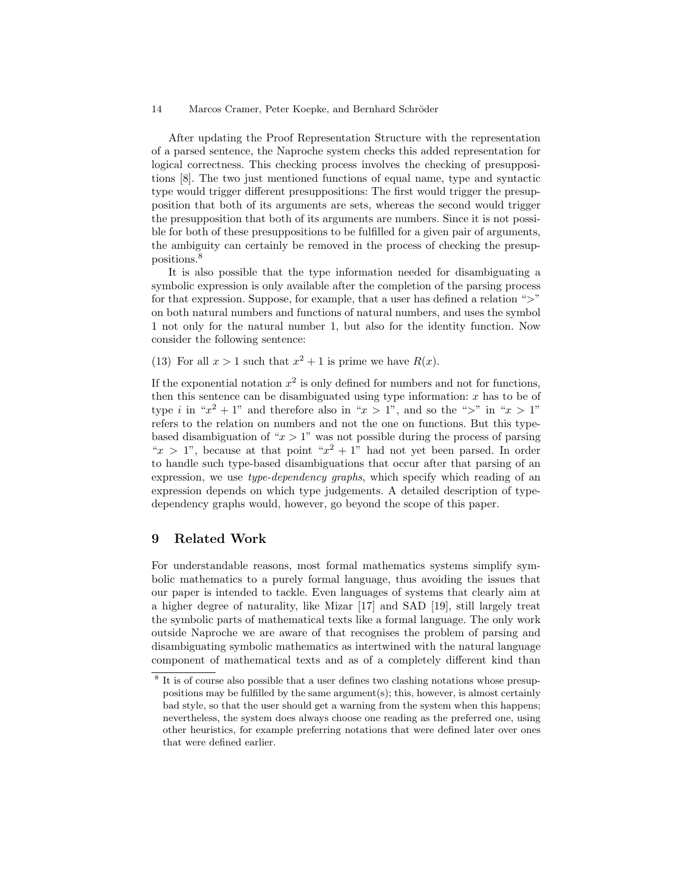After updating the Proof Representation Structure with the representation of a parsed sentence, the Naproche system checks this added representation for logical correctness. This checking process involves the checking of presuppositions [8]. The two just mentioned functions of equal name, type and syntactic type would trigger different presuppositions: The first would trigger the presupposition that both of its arguments are sets, whereas the second would trigger the presupposition that both of its arguments are numbers. Since it is not possible for both of these presuppositions to be fulfilled for a given pair of arguments, the ambiguity can certainly be removed in the process of checking the presuppositions.[8]

It is also possible that the type information needed for disambiguating a symbolic expression is only available after the completion of the parsing process for that expression. Suppose, for example, that a user has defined a relation "$>$" on both natural numbers and functions of natural numbers, and uses the symbol 1 not only for the natural number 1, but also for the identity function. Now consider the following sentence:

(13) For all $x > 1$ such that $x^2 + 1$ is prime we have $R(x)$.

If the exponential notation $x^2$ is only defined for numbers and not for functions, then this sentence can be disambiguated using type information: $x$ has to be of type $i$ in "$x^2 + 1$" and therefore also in "$x > 1$", and so the "$>$" in "$x > 1$" refers to the relation on numbers and not the one on functions. But this type-based disambiguation of "$x > 1$" was not possible during the process of parsing "$x > 1$", because at that point "$x^2 + 1$" had not yet been parsed. In order to handle such type-based disambiguations that occur after that parsing of an expression, we use *type-dependency graphs*, which specify which reading of an expression depends on which type judgements. A detailed description of type-dependency graphs would, however, go beyond the scope of this paper.

## 9 Related Work

For understandable reasons, most formal mathematics systems simplify symbolic mathematics to a purely formal language, thus avoiding the issues that our paper is intended to tackle. Even languages of systems that clearly aim at a higher degree of naturality, like Mizar [17] and SAD [19], still largely treat the symbolic parts of mathematical texts like a formal language. The only work outside Naproche we are aware of that recognises the problem of parsing and disambiguating symbolic mathematics as intertwined with the natural language component of mathematical texts and as of a completely different kind than

[8] It is of course also possible that a user defines two clashing notations whose presuppositions may be fulfilled by the same argument(s); this, however, is almost certainly bad style, so that the user should get a warning from the system when this happens; nevertheless, the system does always choose one reading as the preferred one, using other heuristics, for example preferring notations that were defined later over ones that were defined earlier.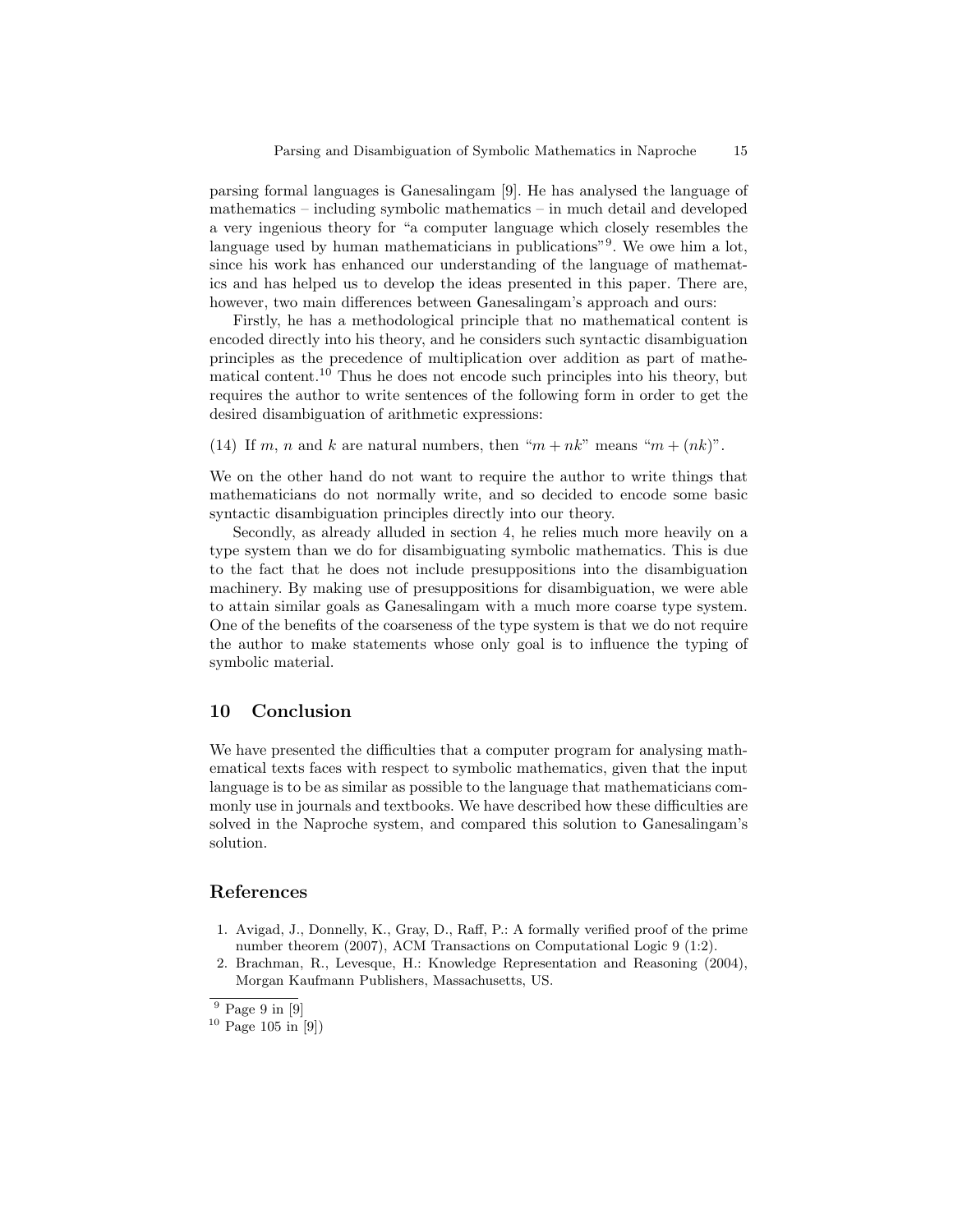parsing formal languages is Ganesalingam [9]. He has analysed the language of mathematics – including symbolic mathematics – in much detail and developed a very ingenious theory for "a computer language which closely resembles the language used by human mathematicians in publications"[9]. We owe him a lot, since his work has enhanced our understanding of the language of mathematics and has helped us to develop the ideas presented in this paper. There are, however, two main differences between Ganesalingam's approach and ours:

Firstly, he has a methodological principle that no mathematical content is encoded directly into his theory, and he considers such syntactic disambiguation principles as the precedence of multiplication over addition as part of mathematical content.[10] Thus he does not encode such principles into his theory, but requires the author to write sentences of the following form in order to get the desired disambiguation of arithmetic expressions:

(14) If $m$, $n$ and $k$ are natural numbers, then "$m + nk$" means "$m + (nk)$".

We on the other hand do not want to require the author to write things that mathematicians do not normally write, and so decided to encode some basic syntactic disambiguation principles directly into our theory.

Secondly, as already alluded in section 4, he relies much more heavily on a type system than we do for disambiguating symbolic mathematics. This is due to the fact that he does not include presuppositions into the disambiguation machinery. By making use of presuppositions for disambiguation, we were able to attain similar goals as Ganesalingam with a much more coarse type system. One of the benefits of the coarseness of the type system is that we do not require the author to make statements whose only goal is to influence the typing of symbolic material.

## 10 Conclusion

We have presented the difficulties that a computer program for analysing mathematical texts faces with respect to symbolic mathematics, given that the input language is to be as similar as possible to the language that mathematicians commonly use in journals and textbooks. We have described how these difficulties are solved in the Naproche system, and compared this solution to Ganesalingam's solution.

## References

1. Avigad, J., Donnelly, K., Gray, D., Raff, P.: A formally verified proof of the prime number theorem (2007), ACM Transactions on Computational Logic 9 (1:2).
2. Brachman, R., Levesque, H.: Knowledge Representation and Reasoning (2004), Morgan Kaufmann Publishers, Massachusetts, US.

[9] Page 9 in [9]

[10] Page 105 in [9])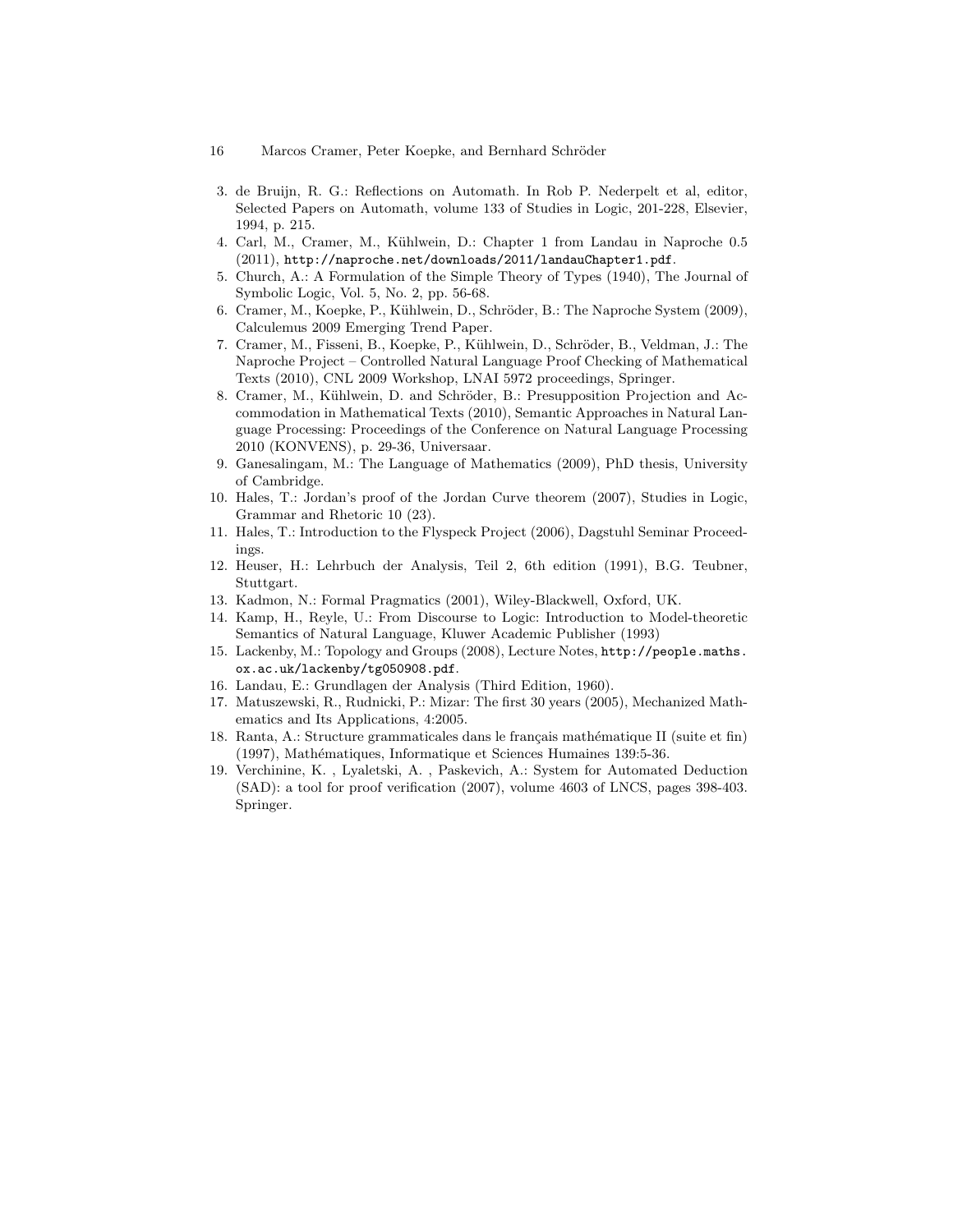3. de Bruijn, R. G.: Reflections on Automath. In Rob P. Nederpelt et al, editor, Selected Papers on Automath, volume 133 of Studies in Logic, 201-228, Elsevier, 1994, p. 215.
4. Carl, M., Cramer, M., Kühlwein, D.: Chapter 1 from Landau in Naproche 0.5 (2011), `http://naproche.net/downloads/2011/landauChapter1.pdf`.
5. Church, A.: A Formulation of the Simple Theory of Types (1940), The Journal of Symbolic Logic, Vol. 5, No. 2, pp. 56-68.
6. Cramer, M., Koepke, P., Kühlwein, D., Schröder, B.: The Naproche System (2009), Calculemus 2009 Emerging Trend Paper.
7. Cramer, M., Fisseni, B., Koepke, P., Kühlwein, D., Schröder, B., Veldman, J.: The Naproche Project – Controlled Natural Language Proof Checking of Mathematical Texts (2010), CNL 2009 Workshop, LNAI 5972 proceedings, Springer.
8. Cramer, M., Kühlwein, D. and Schröder, B.: Presupposition Projection and Accommodation in Mathematical Texts (2010), Semantic Approaches in Natural Language Processing: Proceedings of the Conference on Natural Language Processing 2010 (KONVENS), p. 29-36, Universaar.
9. Ganesalingam, M.: The Language of Mathematics (2009), PhD thesis, University of Cambridge.
10. Hales, T.: Jordan's proof of the Jordan Curve theorem (2007), Studies in Logic, Grammar and Rhetoric 10 (23).
11. Hales, T.: Introduction to the Flyspeck Project (2006), Dagstuhl Seminar Proceedings.
12. Heuser, H.: Lehrbuch der Analysis, Teil 2, 6th edition (1991), B.G. Teubner, Stuttgart.
13. Kadmon, N.: Formal Pragmatics (2001), Wiley-Blackwell, Oxford, UK.
14. Kamp, H., Reyle, U.: From Discourse to Logic: Introduction to Model-theoretic Semantics of Natural Language, Kluwer Academic Publisher (1993)
15. Lackenby, M.: Topology and Groups (2008), Lecture Notes, `http://people.maths.ox.ac.uk/lackenby/tg050908.pdf`.
16. Landau, E.: Grundlagen der Analysis (Third Edition, 1960).
17. Matuszewski, R., Rudnicki, P.: Mizar: The first 30 years (2005), Mechanized Mathematics and Its Applications, 4:2005.
18. Ranta, A.: Structure grammaticales dans le français mathématique II (suite et fin) (1997), Mathématiques, Informatique et Sciences Humaines 139:5-36.
19. Verchinine, K. , Lyaletski, A. , Paskevich, A.: System for Automated Deduction (SAD): a tool for proof verification (2007), volume 4603 of LNCS, pages 398-403. Springer.